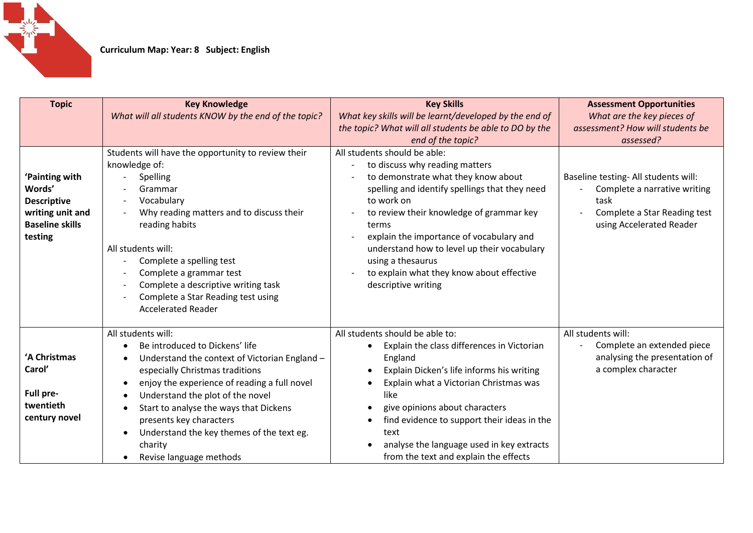**Curriculum Map: Year: 8 Subject: English**

| Topic | Key Knowledge<br>*What will all students KNOW by the end of the topic?* | Key Skills<br>*What key skills will be learnt/developed by the end of the topic? What will all students be able to DO by the end of the topic?* | Assessment Opportunities<br>*What are the key pieces of assessment? How will students be assessed?* |
|---|---|---|---|
| **'Painting with Words' Descriptive writing unit and Baseline skills testing** | Students will have the opportunity to review their knowledge of:<br>- Spelling<br>- Grammar<br>- Vocabulary<br>- Why reading matters and to discuss their reading habits<br><br>All students will:<br>- Complete a spelling test<br>- Complete a grammar test<br>- Complete a descriptive writing task<br>- Complete a Star Reading test using Accelerated Reader | All students should be able:<br>- to discuss why reading matters<br>- to demonstrate what they know about spelling and identify spellings that they need to work on<br>- to review their knowledge of grammar key terms<br>- explain the importance of vocabulary and understand how to level up their vocabulary using a thesaurus<br>- to explain what they know about effective descriptive writing | Baseline testing- All students will:<br>- Complete a narrative writing task<br>- Complete a Star Reading test using Accelerated Reader |
| **'A Christmas Carol'<br><br>Full pre-twentieth century novel** | All students will:<br>• Be introduced to Dickens' life<br>• Understand the context of Victorian England – especially Christmas traditions<br>• enjoy the experience of reading a full novel<br>• Understand the plot of the novel<br>• Start to analyse the ways that Dickens presents key characters<br>• Understand the key themes of the text eg. charity<br>• Revise language methods | All students should be able to:<br>• Explain the class differences in Victorian England<br>• Explain Dicken's life informs his writing<br>• Explain what a Victorian Christmas was like<br>• give opinions about characters<br>• find evidence to support their ideas in the text<br>• analyse the language used in key extracts from the text and explain the effects | All students will:<br>- Complete an extended piece analysing the presentation of a complex character |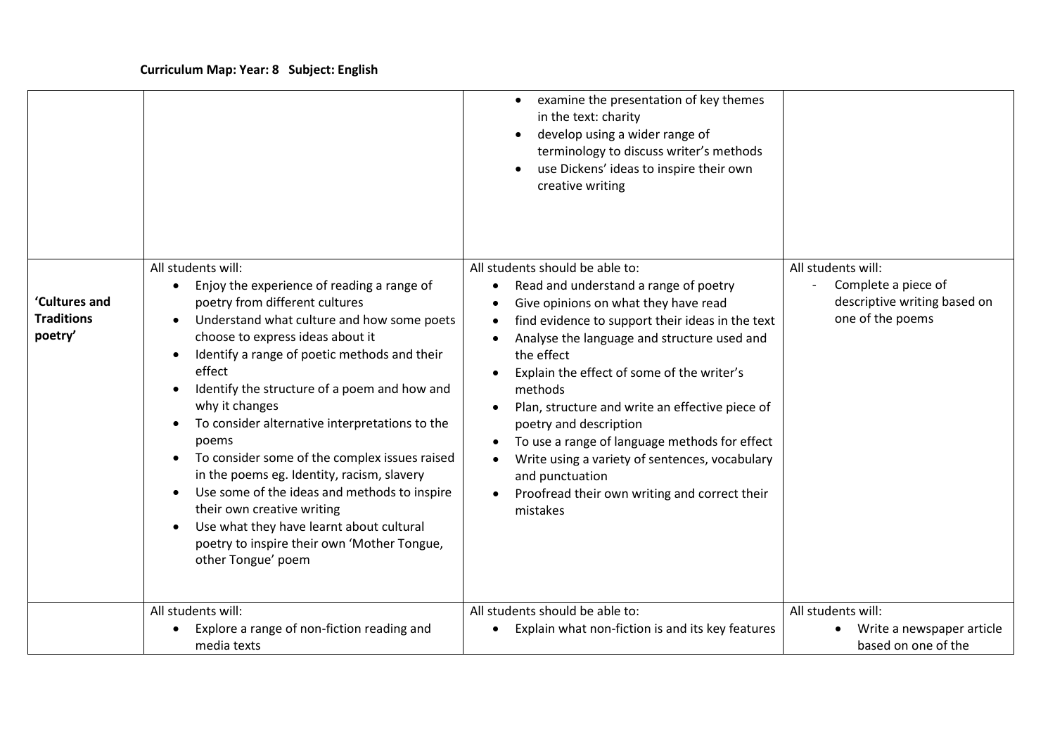**Curriculum Map: Year: 8 Subject: English**

| | | | |
|---|---|---|---|
| | | • examine the presentation of key themes in the text: charity<br>• develop using a wider range of terminology to discuss writer's methods<br>• use Dickens' ideas to inspire their own creative writing | |
| **'Cultures and Traditions poetry'** | All students will:<br>• Enjoy the experience of reading a range of poetry from different cultures<br>• Understand what culture and how some poets choose to express ideas about it<br>• Identify a range of poetic methods and their effect<br>• Identify the structure of a poem and how and why it changes<br>• To consider alternative interpretations to the poems<br>• To consider some of the complex issues raised in the poems eg. Identity, racism, slavery<br>• Use some of the ideas and methods to inspire their own creative writing<br>• Use what they have learnt about cultural poetry to inspire their own 'Mother Tongue, other Tongue' poem | All students should be able to:<br>• Read and understand a range of poetry<br>• Give opinions on what they have read<br>• find evidence to support their ideas in the text<br>• Analyse the language and structure used and the effect<br>• Explain the effect of some of the writer's methods<br>• Plan, structure and write an effective piece of poetry and description<br>• To use a range of language methods for effect<br>• Write using a variety of sentences, vocabulary and punctuation<br>• Proofread their own writing and correct their mistakes | All students will:<br>- Complete a piece of descriptive writing based on one of the poems |
| | All students will:<br>• Explore a range of non-fiction reading and media texts | All students should be able to:<br>• Explain what non-fiction is and its key features | All students will:<br>• Write a newspaper article based on one of the |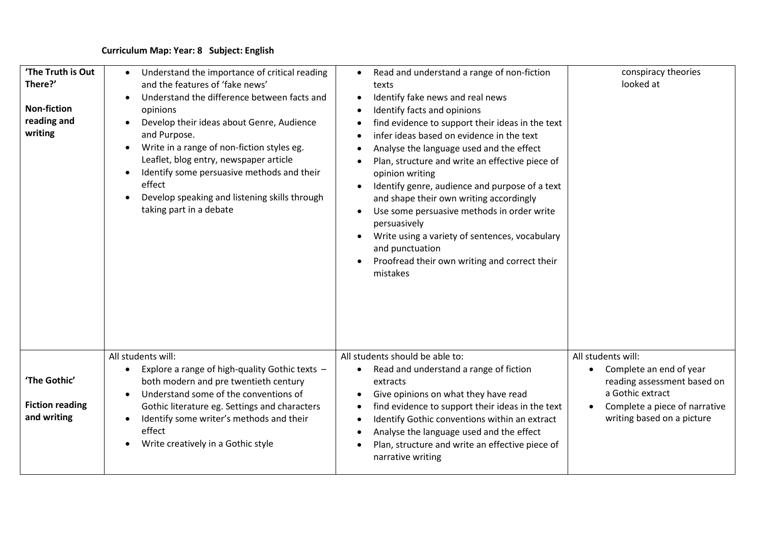**Curriculum Map: Year: 8 Subject: English**

| | | | |
|---|---|---|---|
| **'The Truth is Out There?'**<br><br>**Non-fiction reading and writing** | • Understand the importance of critical reading and the features of 'fake news'<br>• Understand the difference between facts and opinions<br>• Develop their ideas about Genre, Audience and Purpose.<br>• Write in a range of non-fiction styles eg. Leaflet, blog entry, newspaper article<br>• Identify some persuasive methods and their effect<br>• Develop speaking and listening skills through taking part in a debate | • Read and understand a range of non-fiction texts<br>• Identify fake news and real news<br>• Identify facts and opinions<br>• find evidence to support their ideas in the text<br>• infer ideas based on evidence in the text<br>• Analyse the language used and the effect<br>• Plan, structure and write an effective piece of opinion writing<br>• Identify genre, audience and purpose of a text and shape their own writing accordingly<br>• Use some persuasive methods in order write persuasively<br>• Write using a variety of sentences, vocabulary and punctuation<br>• Proofread their own writing and correct their mistakes | conspiracy theories looked at |
| **'The Gothic'**<br><br>**Fiction reading and writing** | All students will:<br>• Explore a range of high-quality Gothic texts – both modern and pre twentieth century<br>• Understand some of the conventions of Gothic literature eg. Settings and characters<br>• Identify some writer's methods and their effect<br>• Write creatively in a Gothic style | All students should be able to:<br>• Read and understand a range of fiction extracts<br>• Give opinions on what they have read<br>• find evidence to support their ideas in the text<br>• Identify Gothic conventions within an extract<br>• Analyse the language used and the effect<br>• Plan, structure and write an effective piece of narrative writing | All students will:<br>• Complete an end of year reading assessment based on a Gothic extract<br>• Complete a piece of narrative writing based on a picture |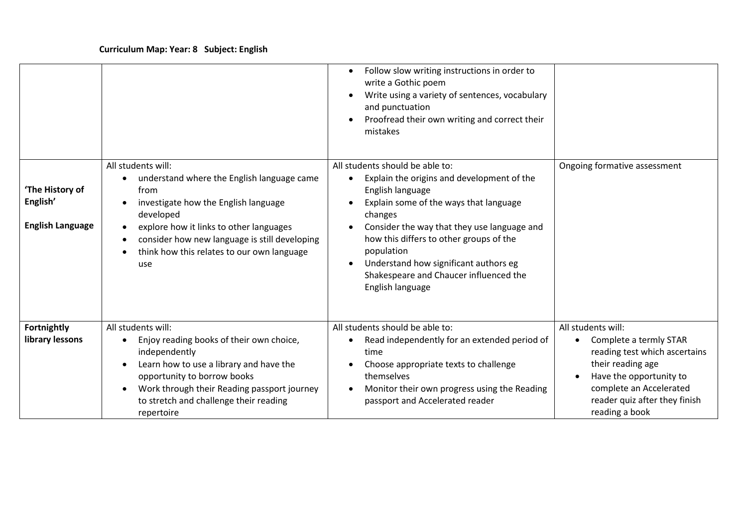**Curriculum Map: Year: 8 Subject: English**

| | | | |
|---|---|---|---|
| | | • Follow slow writing instructions in order to write a Gothic poem<br>• Write using a variety of sentences, vocabulary and punctuation<br>• Proofread their own writing and correct their mistakes | |
| **'The History of English'**<br><br>**English Language** | All students will:<br>• understand where the English language came from<br>• investigate how the English language developed<br>• explore how it links to other languages<br>• consider how new language is still developing<br>• think how this relates to our own language use | All students should be able to:<br>• Explain the origins and development of the English language<br>• Explain some of the ways that language changes<br>• Consider the way that they use language and how this differs to other groups of the population<br>• Understand how significant authors eg Shakespeare and Chaucer influenced the English language | Ongoing formative assessment |
| **Fortnightly library lessons** | All students will:<br>• Enjoy reading books of their own choice, independently<br>• Learn how to use a library and have the opportunity to borrow books<br>• Work through their Reading passport journey to stretch and challenge their reading repertoire | All students should be able to:<br>• Read independently for an extended period of time<br>• Choose appropriate texts to challenge themselves<br>• Monitor their own progress using the Reading passport and Accelerated reader | All students will:<br>• Complete a termly STAR reading test which ascertains their reading age<br>• Have the opportunity to complete an Accelerated reader quiz after they finish reading a book |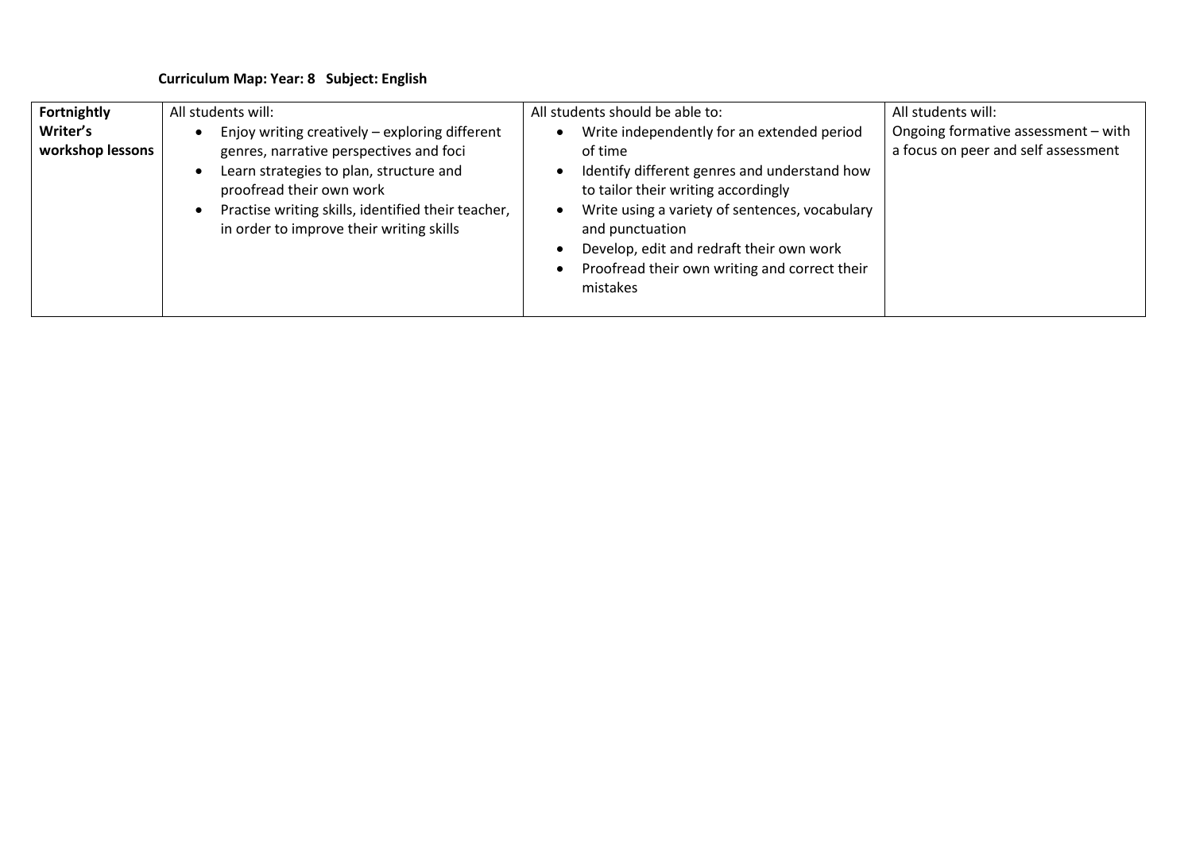**Curriculum Map: Year: 8 Subject: English**

| | | | |
|---|---|---|---|
| **Fortnightly Writer's workshop lessons** | All students will:<br>• Enjoy writing creatively – exploring different genres, narrative perspectives and foci<br>• Learn strategies to plan, structure and proofread their own work<br>• Practise writing skills, identified their teacher, in order to improve their writing skills | All students should be able to:<br>• Write independently for an extended period of time<br>• Identify different genres and understand how to tailor their writing accordingly<br>• Write using a variety of sentences, vocabulary and punctuation<br>• Develop, edit and redraft their own work<br>• Proofread their own writing and correct their mistakes | All students will:<br>Ongoing formative assessment – with a focus on peer and self assessment |